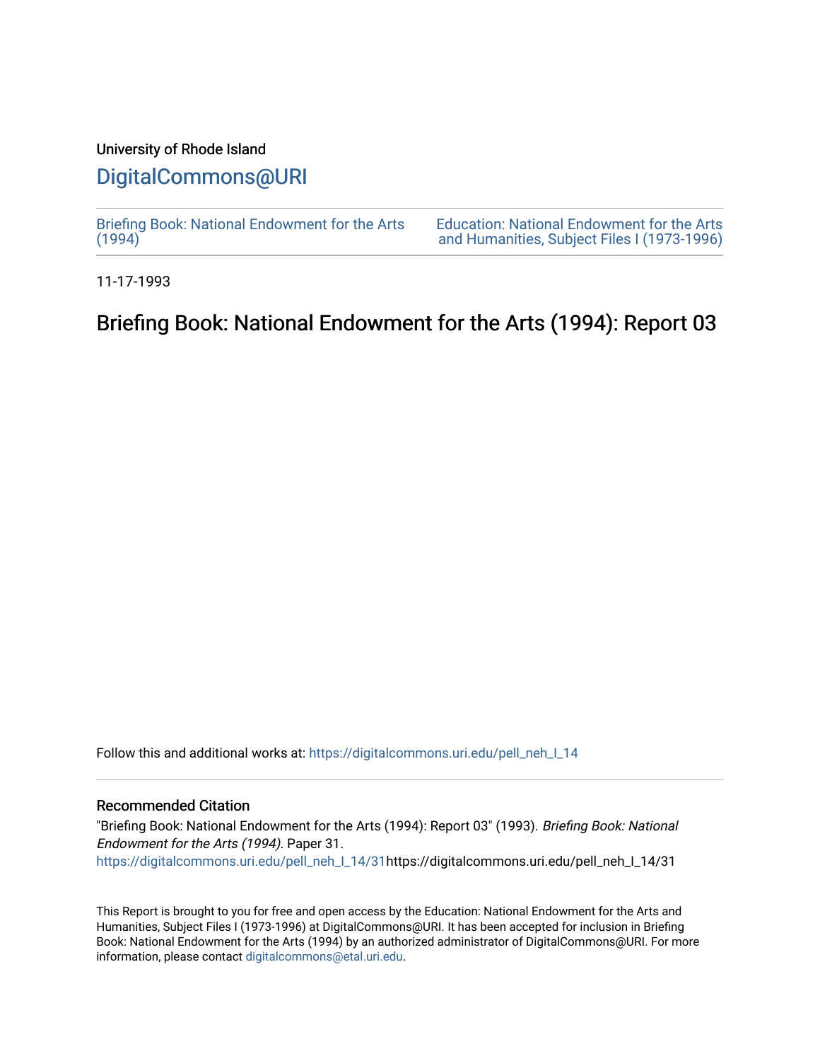University of Rhode Island

## DigitalCommons@URI

Briefing Book: National Endowment for the Arts (1994)

Education: National Endowment for the Arts and Humanities, Subject Files I (1973-1996)

11-17-1993

# Briefing Book: National Endowment for the Arts (1994): Report 03

Follow this and additional works at: https://digitalcommons.uri.edu/pell_neh_I_14

### Recommended Citation

"Briefing Book: National Endowment for the Arts (1994): Report 03" (1993). *Briefing Book: National Endowment for the Arts (1994).* Paper 31.
https://digitalcommons.uri.edu/pell_neh_I_14/31https://digitalcommons.uri.edu/pell_neh_I_14/31

This Report is brought to you for free and open access by the Education: National Endowment for the Arts and Humanities, Subject Files I (1973-1996) at DigitalCommons@URI. It has been accepted for inclusion in Briefing Book: National Endowment for the Arts (1994) by an authorized administrator of DigitalCommons@URI. For more information, please contact digitalcommons@etal.uri.edu.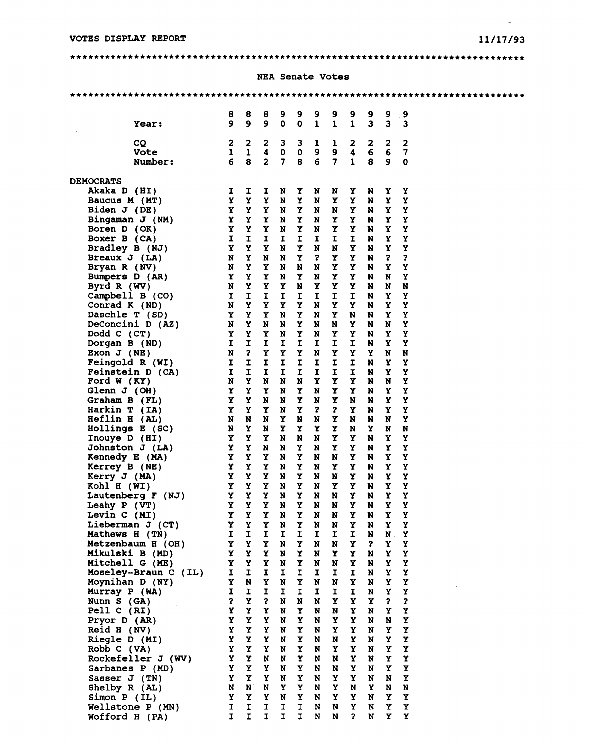VOTES DISPLAY REPORT 11/17/93

\*\*\*\*\*\*\*\*\*\*\*\*\*\*\*\*\*\*\*\*\*\*\*\*\*\*\*\*\*\*\*\*\*\*\*\*\*\*\*\*\*\*\*\*\*\*\*\*\*\*\*\*\*\*\*\*\*\*\*\*\*\*\*\*\*\*\*\*\*\*\*\*\*\*\*\*

## NEA Senate Votes

\*\*\*\*\*\*\*\*\*\*\*\*\*\*\*\*\*\*\*\*\*\*\*\*\*\*\*\*\*\*\*\*\*\*\*\*\*\*\*\*\*\*\*\*\*\*\*\*\*\*\*\*\*\*\*\*\*\*\*\*\*\*\*\*\*\*\*\*\*\*\*\*\*\*\*\*

| Year: | 89 | 89 | 89 | 90 | 90 | 91 | 91 | 91 | 93 | 93 | 93 |
|---|---|---|---|---|---|---|---|---|---|---|---|
| CQ Vote Number: | 216 | 218 | 242 | 307 | 308 | 196 | 197 | 241 | 268 | 269 | 270 |
| **DEMOCRATS** | | | | | | | | | | | |
| Akaka D (HI) | I | I | I | N | Y | N | N | Y | N | Y | Y |
| Baucus M (MT) | Y | Y | Y | N | Y | N | Y | Y | N | Y | Y |
| Biden J (DE) | Y | Y | Y | N | Y | N | N | Y | N | Y | Y |
| Bingaman J (NM) | Y | Y | Y | N | Y | N | Y | Y | N | Y | Y |
| Boren D (OK) | Y | Y | Y | N | Y | N | Y | Y | N | Y | Y |
| Boxer B (CA) | I | I | I | I | I | I | I | I | N | Y | Y |
| Bradley B (NJ) | Y | Y | Y | N | Y | N | N | Y | N | Y | Y |
| Breaux J (LA) | N | Y | N | N | Y | ? | Y | Y | N | ? | ? |
| Bryan R (NV) | N | Y | Y | N | N | N | Y | Y | N | Y | Y |
| Bumpers D (AR) | Y | Y | Y | N | Y | N | Y | Y | N | N | Y |
| Byrd R (WV) | N | Y | Y | Y | N | Y | Y | Y | N | N | N |
| Campbell B (CO) | I | I | I | I | I | I | I | I | N | Y | Y |
| Conrad K (ND) | N | Y | Y | Y | Y | N | Y | Y | N | Y | Y |
| Daschle T (SD) | Y | Y | Y | N | Y | N | Y | N | N | Y | Y |
| DeConcini D (AZ) | N | Y | N | N | Y | N | N | Y | N | N | Y |
| Dodd C (CT) | Y | Y | Y | N | Y | N | Y | Y | N | Y | Y |
| Dorgan B (ND) | I | I | I | I | I | I | I | I | N | Y | Y |
| Exon J (NE) | N | ? | Y | Y | Y | N | Y | Y | Y | N | N |
| Feingold R (WI) | I | I | I | I | I | I | I | I | N | Y | Y |
| Feinstein D (CA) | I | I | I | I | I | I | I | I | N | Y | Y |
| Ford W (KY) | N | Y | N | N | N | Y | Y | Y | N | N | Y |
| Glenn J (OH) | Y | Y | Y | N | Y | N | Y | Y | N | Y | Y |
| Graham B (FL) | Y | Y | N | N | Y | N | Y | N | N | Y | Y |
| Harkin T (IA) | Y | Y | Y | N | Y | ? | ? | Y | N | Y | Y |
| Heflin H (AL) | N | N | N | Y | N | N | Y | N | N | N | Y |
| Hollings E (SC) | N | Y | N | Y | Y | Y | Y | N | Y | N | N |
| Inouye D (HI) | Y | Y | Y | N | N | N | Y | Y | N | Y | Y |
| Johnston J (LA) | Y | Y | N | N | Y | N | Y | Y | N | Y | Y |
| Kennedy E (MA) | Y | Y | Y | N | Y | N | N | Y | N | Y | Y |
| Kerrey B (NE) | Y | Y | Y | N | Y | N | Y | Y | N | Y | Y |
| Kerry J (MA) | Y | Y | Y | N | Y | N | N | Y | N | Y | Y |
| Kohl H (WI) | Y | Y | Y | N | Y | N | Y | Y | N | Y | Y |
| Lautenberg F (NJ) | Y | Y | Y | N | Y | N | N | Y | N | Y | Y |
| Leahy P (VT) | Y | Y | Y | N | Y | N | N | Y | N | Y | Y |
| Levin C (MI) | Y | Y | Y | N | Y | N | N | Y | N | Y | Y |
| Lieberman J (CT) | Y | Y | Y | N | Y | N | N | Y | N | Y | Y |
| Mathews H (TN) | I | I | I | I | I | I | I | I | N | N | Y |
| Metzenbaum H (OH) | Y | Y | Y | N | Y | N | N | Y | ? | Y | Y |
| Mikulski B (MD) | Y | Y | Y | N | Y | N | Y | Y | N | Y | Y |
| Mitchell G (ME) | Y | Y | Y | N | Y | N | N | Y | N | Y | Y |
| Moseley-Braun C (IL) | I | I | I | I | I | I | I | I | N | Y | Y |
| Moynihan D (NY) | Y | N | Y | N | Y | N | N | Y | N | Y | Y |
| Murray P (WA) | I | I | I | I | I | I | I | I | N | Y | Y |
| Nunn S (GA) | ? | Y | ? | N | N | N | Y | Y | Y | ? | ? |
| Pell C (RI) | Y | Y | Y | N | Y | N | N | Y | N | Y | Y |
| Pryor D (AR) | Y | Y | Y | N | Y | N | Y | Y | N | N | Y |
| Reid H (NV) | Y | Y | Y | N | Y | N | Y | Y | N | Y | Y |
| Riegle D (MI) | Y | Y | Y | N | Y | N | N | Y | N | Y | Y |
| Robb C (VA) | Y | Y | Y | N | Y | N | Y | Y | N | Y | Y |
| Rockefeller J (WV) | Y | Y | N | N | Y | N | N | Y | N | Y | Y |
| Sarbanes P (MD) | Y | Y | Y | N | Y | N | N | Y | N | Y | Y |
| Sasser J (TN) | Y | Y | Y | N | Y | N | Y | Y | N | N | Y |
| Shelby R (AL) | N | N | N | Y | Y | N | Y | N | Y | N | N |
| Simon P (IL) | Y | Y | Y | N | Y | N | Y | Y | N | Y | Y |
| Wellstone P (MN) | I | I | I | I | I | N | N | Y | N | Y | Y |
| Wofford H (PA) | I | I | I | I | I | N | N | ? | N | Y | Y |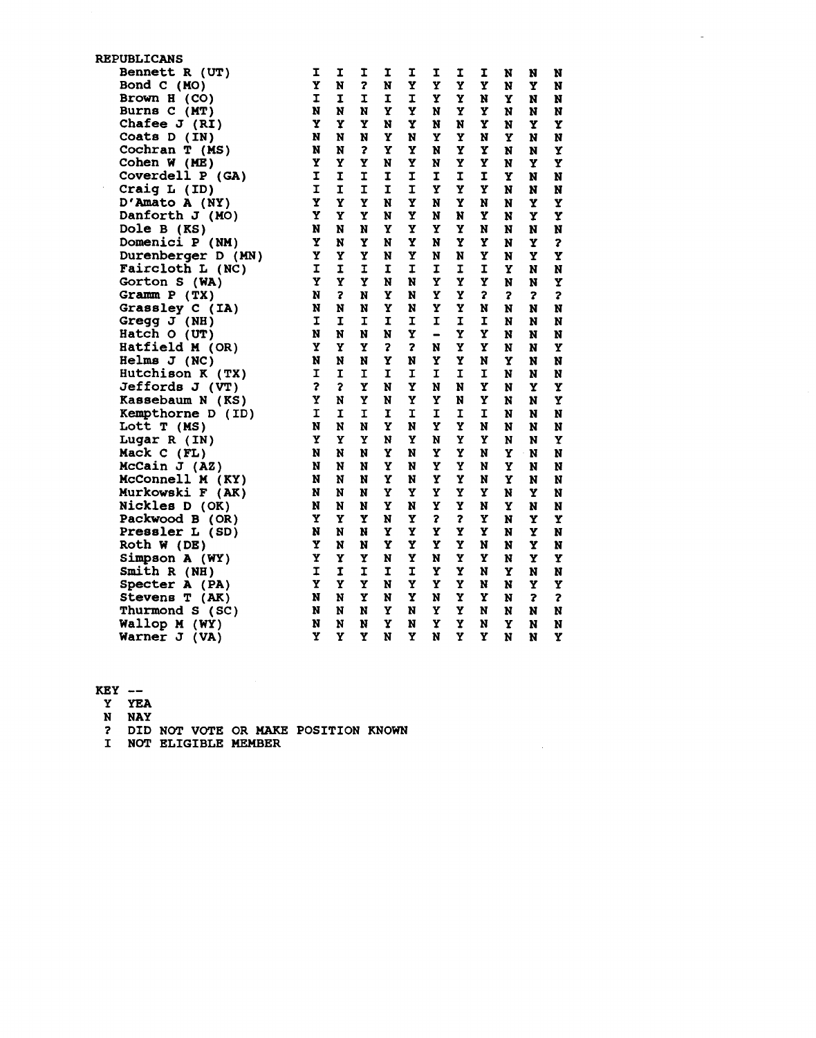REPUBLICANS

| Senator | | | | | | | | | | | |
|---|---|---|---|---|---|---|---|---|---|---|---|
| Bennett R (UT) | I | I | I | I | I | I | I | I | N | N | N |
| Bond C (MO) | Y | N | ? | N | Y | Y | Y | Y | N | Y | N |
| Brown H (CO) | I | I | I | I | I | Y | Y | N | Y | N | N |
| Burns C (MT) | N | N | N | Y | Y | N | Y | Y | N | N | N |
| Chafee J (RI) | Y | Y | Y | N | Y | N | N | Y | N | Y | Y |
| Coats D (IN) | N | N | N | Y | N | Y | Y | N | Y | N | N |
| Cochran T (MS) | N | N | ? | Y | Y | N | Y | Y | N | N | Y |
| Cohen W (ME) | Y | Y | Y | N | Y | N | Y | Y | N | Y | Y |
| Coverdell P (GA) | I | I | I | I | I | I | I | I | Y | N | N |
| Craig L (ID) | I | I | I | I | I | Y | Y | Y | N | N | N |
| D'Amato A (NY) | Y | Y | Y | N | Y | N | Y | N | N | Y | Y |
| Danforth J (MO) | Y | Y | Y | N | Y | N | N | Y | N | Y | Y |
| Dole B (KS) | N | N | N | Y | Y | Y | Y | N | N | N | N |
| Domenici P (NM) | Y | N | Y | N | Y | N | Y | Y | N | Y | ? |
| Durenberger D (MN) | Y | Y | Y | N | Y | N | N | Y | N | Y | Y |
| Faircloth L (NC) | I | I | I | I | I | I | I | I | Y | N | N |
| Gorton S (WA) | Y | Y | Y | N | N | Y | Y | Y | N | N | Y |
| Gramm P (TX) | N | ? | N | Y | N | Y | Y | ? | ? | ? | ? |
| Grassley C (IA) | N | N | N | Y | N | Y | Y | N | N | N | N |
| Gregg J (NH) | I | I | I | I | I | I | I | I | N | N | N |
| Hatch O (UT) | N | N | N | N | Y | - | Y | Y | N | N | N |
| Hatfield M (OR) | Y | Y | Y | ? | ? | N | Y | Y | N | N | Y |
| Helms J (NC) | N | N | N | Y | N | Y | Y | N | Y | N | N |
| Hutchison K (TX) | I | I | I | I | I | I | I | I | N | N | N |
| Jeffords J (VT) | ? | ? | Y | N | Y | N | N | Y | N | Y | Y |
| Kassebaum N (KS) | Y | N | Y | N | Y | Y | N | Y | N | N | Y |
| Kempthorne D (ID) | I | I | I | I | I | I | I | I | N | N | N |
| Lott T (MS) | N | N | N | Y | N | Y | Y | N | N | N | N |
| Lugar R (IN) | Y | Y | Y | N | Y | N | Y | Y | N | N | Y |
| Mack C (FL) | N | N | N | Y | N | Y | Y | N | Y | N | N |
| McCain J (AZ) | N | N | N | Y | N | Y | Y | N | Y | N | N |
| McConnell M (KY) | N | N | N | Y | N | Y | Y | N | Y | N | N |
| Murkowski F (AK) | N | N | N | Y | Y | Y | Y | Y | N | Y | N |
| Nickles D (OK) | N | N | N | Y | N | Y | Y | N | Y | N | N |
| Packwood B (OR) | Y | Y | Y | N | Y | ? | ? | Y | N | Y | Y |
| Pressler L (SD) | N | N | N | Y | Y | Y | Y | Y | N | Y | N |
| Roth W (DE) | Y | N | N | Y | Y | Y | Y | N | N | Y | N |
| Simpson A (WY) | Y | Y | Y | N | Y | N | Y | Y | N | Y | Y |
| Smith R (NH) | I | I | I | I | I | Y | Y | N | Y | N | N |
| Specter A (PA) | Y | Y | Y | N | Y | Y | Y | N | N | Y | Y |
| Stevens T (AK) | N | N | Y | N | Y | N | Y | Y | N | ? | ? |
| Thurmond S (SC) | N | N | N | Y | N | Y | Y | N | N | N | N |
| Wallop M (WY) | N | N | N | Y | N | Y | Y | N | Y | N | N |
| Warner J (VA) | Y | Y | Y | N | Y | N | Y | Y | N | N | Y |

KEY --
- Y YEA
- N NAY
- ? DID NOT VOTE OR MAKE POSITION KNOWN
- I NOT ELIGIBLE MEMBER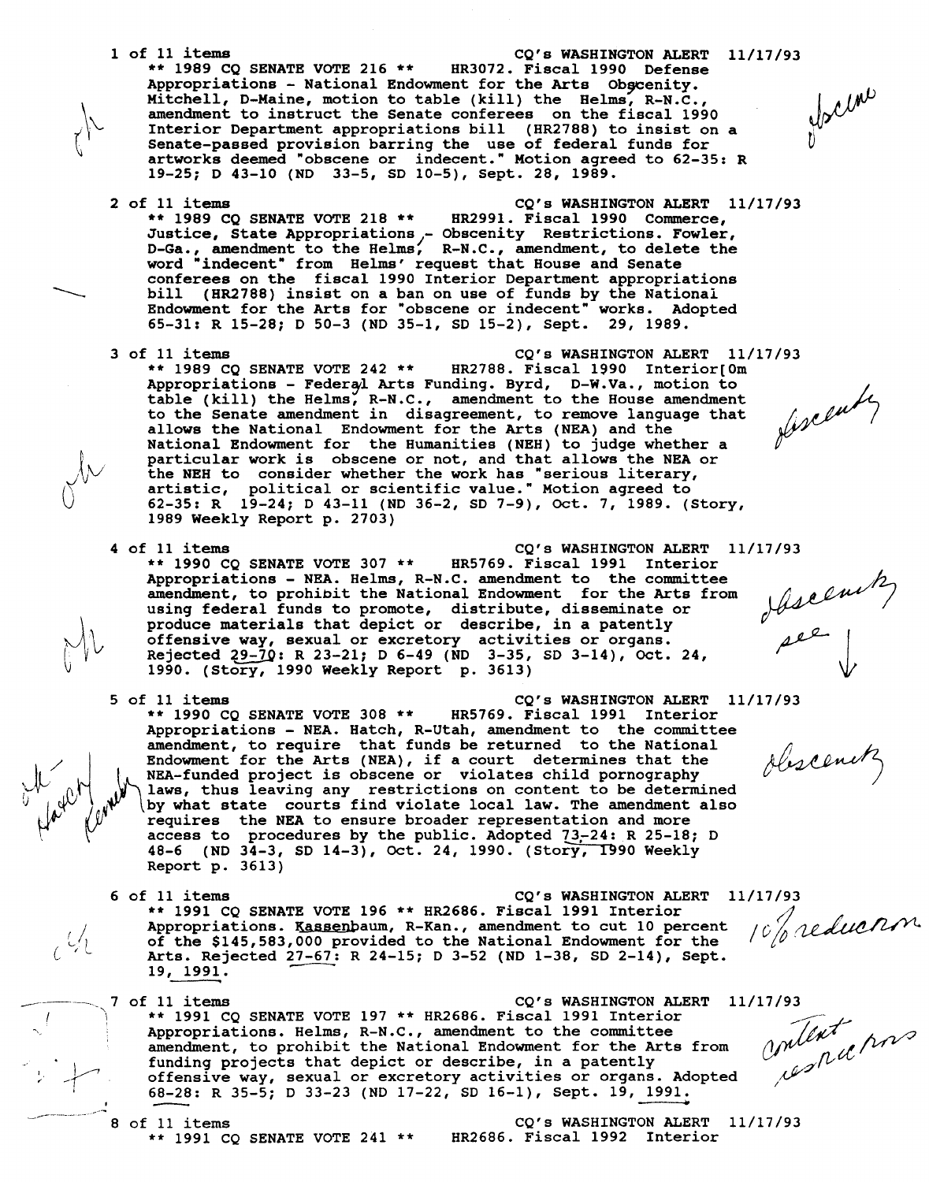1 of 11 items CQ'S WASHINGTON ALERT 11/17/93

** 1989 CQ SENATE VOTE 216 ** HR3072. Fiscal 1990 Defense Appropriations - National Endowment for the Arts Obscenity. Mitchell, D-Maine, motion to table (kill) the Helms, R-N.C., amendment to instruct the Senate conferees on the fiscal 1990 Interior Department appropriations bill (HR2788) to insist on a Senate-passed provision barring the use of federal funds for artworks deemed "obscene or indecent." Motion agreed to 62-35: R 19-25; D 43-10 (ND 33-5, SD 10-5), Sept. 28, 1989.

2 of 11 items CQ'S WASHINGTON ALERT 11/17/93

** 1989 CQ SENATE VOTE 218 ** HR2991. Fiscal 1990 Commerce, Justice, State Appropriations - Obscenity Restrictions. Fowler, D-Ga., amendment to the Helms, R-N.C., amendment, to delete the word "indecent" from Helms' request that House and Senate conferees on the fiscal 1990 Interior Department appropriations bill (HR2788) insist on a ban on use of funds by the National Endowment for the Arts for "obscene or indecent" works. Adopted 65-31: R 15-28; D 50-3 (ND 35-1, SD 15-2), Sept. 29, 1989.

3 of 11 items CQ'S WASHINGTON ALERT 11/17/93

** 1989 CQ SENATE VOTE 242 ** HR2788. Fiscal 1990 Interior[0m Appropriations - Federal Arts Funding. Byrd, D-W.Va., motion to table (kill) the Helms, R-N.C., amendment to the House amendment to the Senate amendment in disagreement, to remove language that allows the National Endowment for the Arts (NEA) and the National Endowment for the Humanities (NEH) to judge whether a particular work is obscene or not, and that allows the NEA or the NEH to consider whether the work has "serious literary, artistic, political or scientific value." Motion agreed to 62-35: R 19-24; D 43-11 (ND 36-2, SD 7-9), Oct. 7, 1989. (Story, 1989 Weekly Report p. 2703)

4 of 11 items CQ'S WASHINGTON ALERT 11/17/93

** 1990 CQ SENATE VOTE 307 ** HR5769. Fiscal 1991 Interior Appropriations - NEA. Helms, R-N.C. amendment to the committee amendment, to prohibit the National Endowment for the Arts from using federal funds to promote, distribute, disseminate or produce materials that depict or describe, in a patently offensive way, sexual or excretory activities or organs. Rejected 29-70: R 23-21; D 6-49 (ND 3-35, SD 3-14), Oct. 24, 1990. (Story, 1990 Weekly Report p. 3613)

5 of 11 items CQ'S WASHINGTON ALERT 11/17/93

** 1990 CQ SENATE VOTE 308 ** HR5769. Fiscal 1991 Interior Appropriations - NEA. Hatch, R-Utah, amendment to the committee amendment, to require that funds be returned to the National Endowment for the Arts (NEA), if a court determines that the NEA-funded project is obscene or violates child pornography laws, thus leaving any restrictions on content to be determined by what state courts find violate local law. The amendment also requires the NEA to ensure broader representation and more access to procedures by the public. Adopted 73-24: R 25-18; D 48-6 (ND 34-3, SD 14-3), Oct. 24, 1990. (Story, 1990 Weekly Report p. 3613)

6 of 11 items CQ'S WASHINGTON ALERT 11/17/93

** 1991 CQ SENATE VOTE 196 ** HR2686. Fiscal 1991 Interior Appropriations. Kassenbaum, R-Kan., amendment to cut 10 percent of the $145,583,000 provided to the National Endowment for the Arts. Rejected 27-67: R 24-15; D 3-52 (ND 1-38, SD 2-14), Sept. 19, 1991.

7 of 11 items CQ'S WASHINGTON ALERT 11/17/93

** 1991 CQ SENATE VOTE 197 ** HR2686. Fiscal 1991 Interior Appropriations. Helms, R-N.C., amendment to the committee amendment, to prohibit the National Endowment for the Arts from funding projects that depict or describe, in a patently offensive way, sexual or excretory activities or organs. Adopted 68-28: R 35-5; D 33-23 (ND 17-22, SD 16-1), Sept. 19, 1991.

8 of 11 items CQ'S WASHINGTON ALERT 11/17/93

** 1991 CQ SENATE VOTE 241 ** HR2686. Fiscal 1992 Interior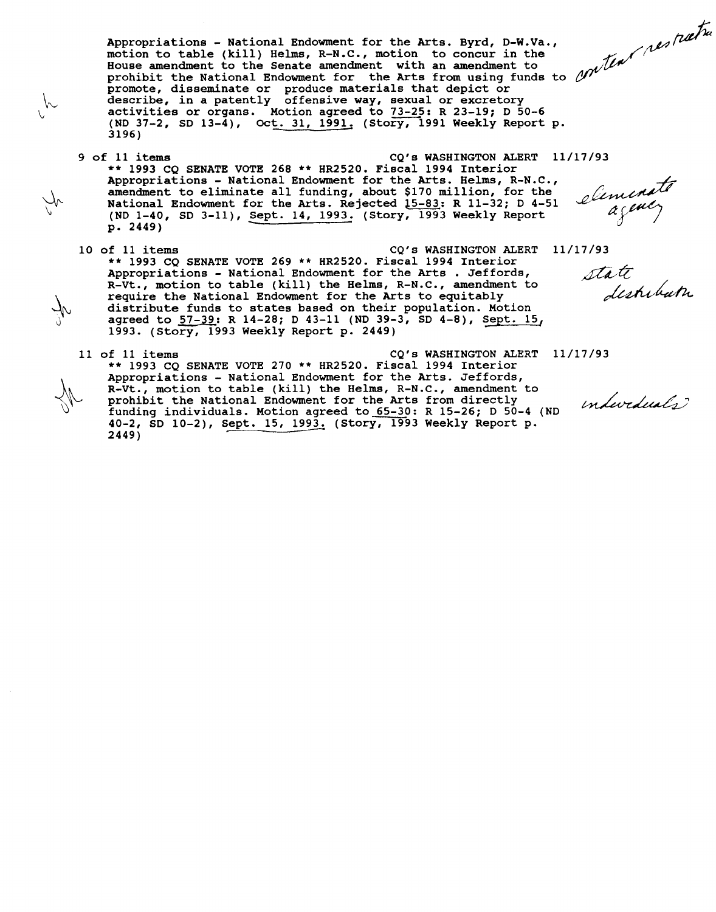Appropriations - National Endowment for the Arts. Byrd, D-W.Va., motion to table (kill) Helms, R-N.C., motion to concur in the House amendment to the Senate amendment with an amendment to prohibit the National Endowment for the Arts from using funds to promote, disseminate or produce materials that depict or describe, in a patently offensive way, sexual or excretory activities or organs. Motion agreed to 73-25: R 23-19; D 50-6 (ND 37-2, SD 13-4), Oct. 31, 1991. (Story, 1991 Weekly Report p. 3196)

*content restraint*

9 of 11 items CQ's WASHINGTON ALERT 11/17/93

** 1993 CQ SENATE VOTE 268 ** HR2520. Fiscal 1994 Interior Appropriations - National Endowment for the Arts. Helms, R-N.C., amendment to eliminate all funding, about $170 million, for the National Endowment for the Arts. Rejected 15-83: R 11-32; D 4-51 (ND 1-40, SD 3-11), Sept. 14, 1993. (Story, 1993 Weekly Report p. 2449)

*eliminate agency*

10 of 11 items CQ's WASHINGTON ALERT 11/17/93

** 1993 CQ SENATE VOTE 269 ** HR2520. Fiscal 1994 Interior Appropriations - National Endowment for the Arts . Jeffords, R-Vt., motion to table (kill) the Helms, R-N.C., amendment to require the National Endowment for the Arts to equitably distribute funds to states based on their population. Motion agreed to 57-39: R 14-28; D 43-11 (ND 39-3, SD 4-8), Sept. 15, 1993. (Story, 1993 Weekly Report p. 2449)

*state distribution*

11 of 11 items CQ's WASHINGTON ALERT 11/17/93

** 1993 CQ SENATE VOTE 270 ** HR2520. Fiscal 1994 Interior Appropriations - National Endowment for the Arts. Jeffords, R-Vt., motion to table (kill) the Helms, R-N.C., amendment to prohibit the National Endowment for the Arts from directly funding individuals. Motion agreed to 65-30: R 15-26; D 50-4 (ND 40-2, SD 10-2), Sept. 15, 1993. (Story, 1993 Weekly Report p. 2449)

*individuals*